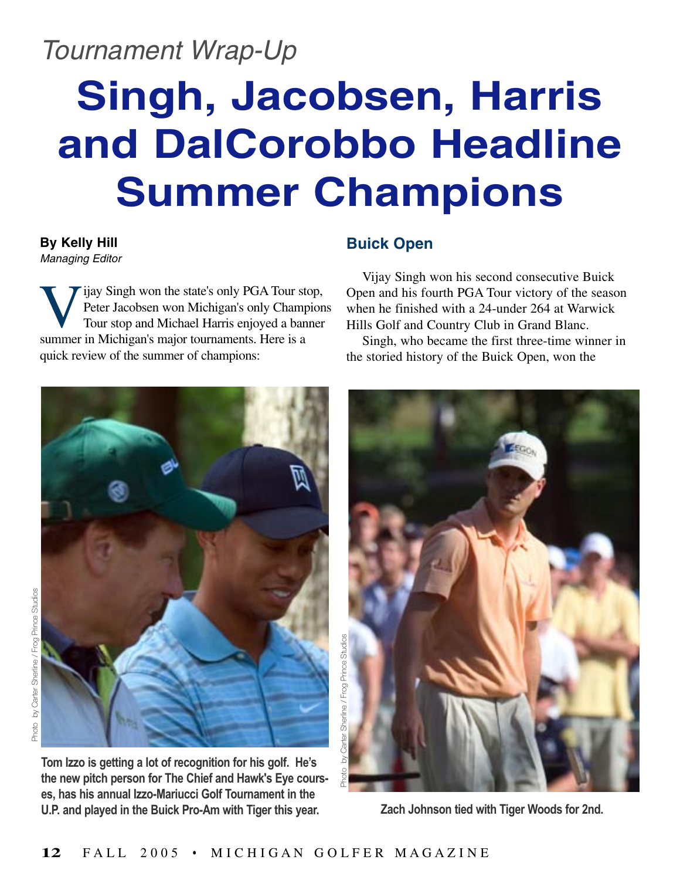*Tournament Wrap-Up*

# Singh, Jacobsen, Harris and DalCorobbo Headline Summer Champions

**By Kelly Hill**
*Managing Editor*

Vijay Singh won the state's only PGA Tour stop, Peter Jacobsen won Michigan's only Champions Tour stop and Michael Harris enjoyed a banner summer in Michigan's major tournaments. Here is a quick review of the summer of champions:

## Buick Open

Vijay Singh won his second consecutive Buick Open and his fourth PGA Tour victory of the season when he finished with a 24-under 264 at Warwick Hills Golf and Country Club in Grand Blanc.

Singh, who became the first three-time winner in the storied history of the Buick Open, won the

Photo by Carter Sherline / Frog Prince Studios

**Tom Izzo is getting a lot of recognition for his golf. He's the new pitch person for The Chief and Hawk's Eye courses, has his annual Izzo-Mariucci Golf Tournament in the U.P. and played in the Buick Pro-Am with Tiger this year.**

Photo by Carter Sherline / Frog Prince Studios

**Zach Johnson tied with Tiger Woods for 2nd.**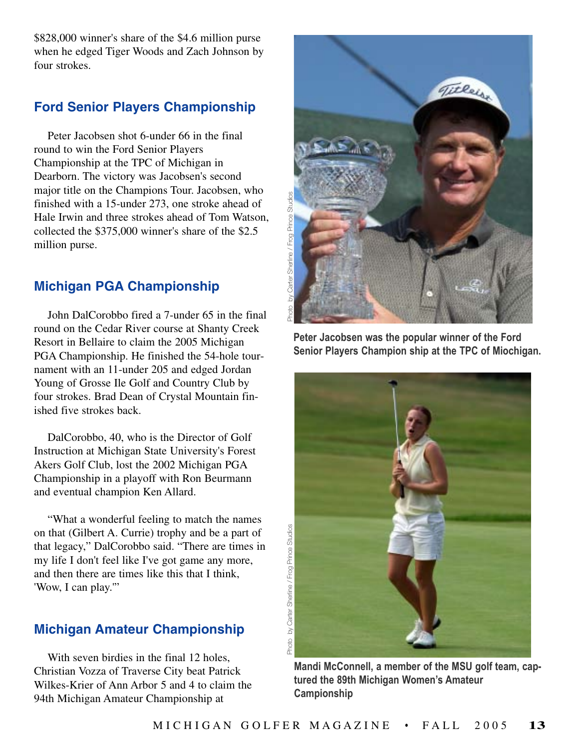$828,000 winner's share of the $4.6 million purse when he edged Tiger Woods and Zach Johnson by four strokes.

## Ford Senior Players Championship

Peter Jacobsen shot 6-under 66 in the final round to win the Ford Senior Players Championship at the TPC of Michigan in Dearborn. The victory was Jacobsen's second major title on the Champions Tour. Jacobsen, who finished with a 15-under 273, one stroke ahead of Hale Irwin and three strokes ahead of Tom Watson, collected the $375,000 winner's share of the $2.5 million purse.

## Michigan PGA Championship

John DalCorobbo fired a 7-under 65 in the final round on the Cedar River course at Shanty Creek Resort in Bellaire to claim the 2005 Michigan PGA Championship. He finished the 54-hole tournament with an 11-under 205 and edged Jordan Young of Grosse Ile Golf and Country Club by four strokes. Brad Dean of Crystal Mountain finished five strokes back.

DalCorobbo, 40, who is the Director of Golf Instruction at Michigan State University's Forest Akers Golf Club, lost the 2002 Michigan PGA Championship in a playoff with Ron Beurmann and eventual champion Ken Allard.

"What a wonderful feeling to match the names on that (Gilbert A. Currie) trophy and be a part of that legacy," DalCorobbo said. "There are times in my life I don't feel like I've got game any more, and then there are times like this that I think, 'Wow, I can play.'"

## Michigan Amateur Championship

With seven birdies in the final 12 holes, Christian Vozza of Traverse City beat Patrick Wilkes-Krier of Ann Arbor 5 and 4 to claim the 94th Michigan Amateur Championship at

Photo by Carter Sherline / Frog Prince Studios

**Peter Jacobsen was the popular winner of the Ford Senior Players Champion ship at the TPC of Miochigan.**

Photo by Carter Sherline / Frog Prince Studios

**Mandi McConnell, a member of the MSU golf team, captured the 89th Michigan Women's Amateur Campionship**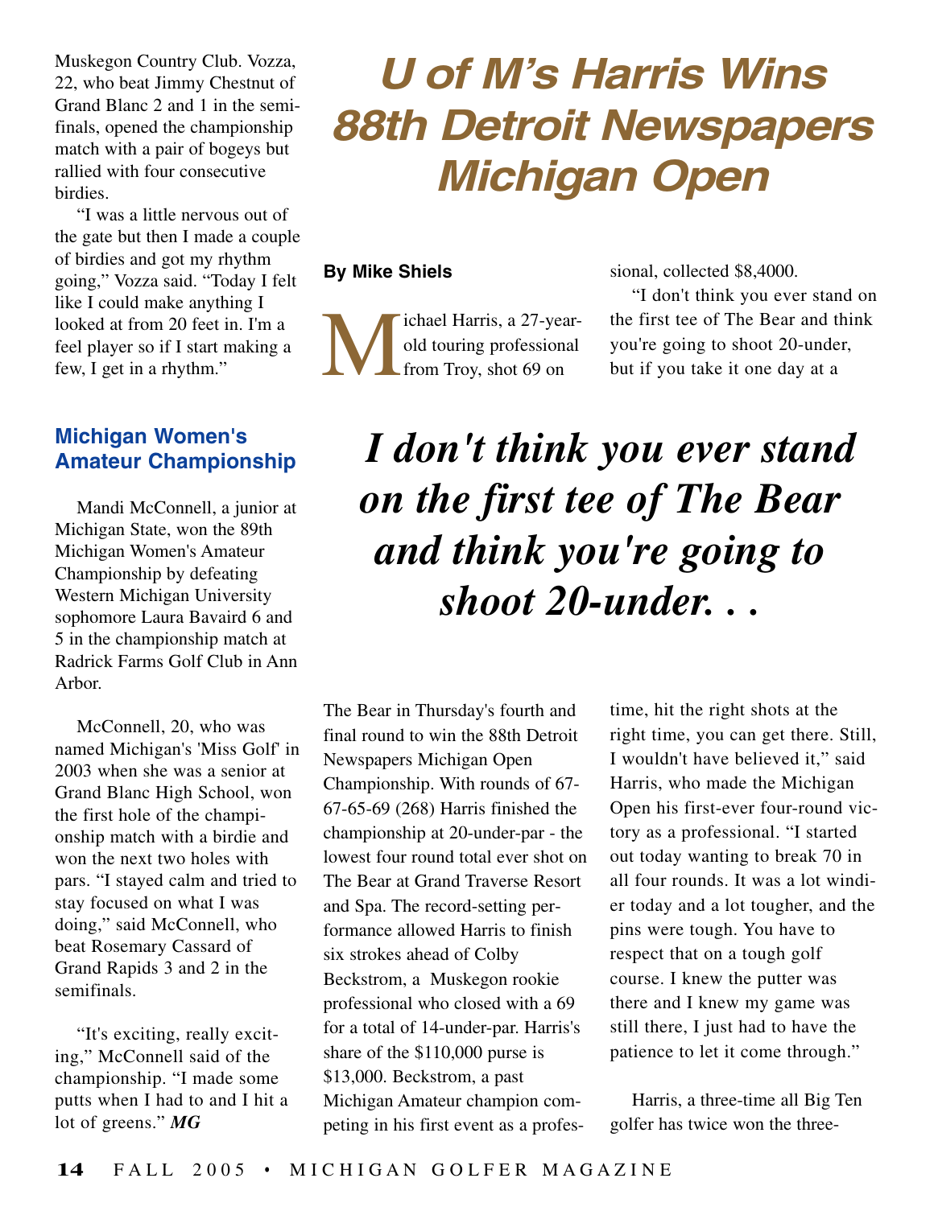Muskegon Country Club. Vozza, 22, who beat Jimmy Chestnut of Grand Blanc 2 and 1 in the semifinals, opened the championship match with a pair of bogeys but rallied with four consecutive birdies.

"I was a little nervous out of the gate but then I made a couple of birdies and got my rhythm going," Vozza said. "Today I felt like I could make anything I looked at from 20 feet in. I'm a feel player so if I start making a few, I get in a rhythm."

### Michigan Women's Amateur Championship

Mandi McConnell, a junior at Michigan State, won the 89th Michigan Women's Amateur Championship by defeating Western Michigan University sophomore Laura Bavaird 6 and 5 in the championship match at Radrick Farms Golf Club in Ann Arbor.

McConnell, 20, who was named Michigan's 'Miss Golf' in 2003 when she was a senior at Grand Blanc High School, won the first hole of the championship match with a birdie and won the next two holes with pars. "I stayed calm and tried to stay focused on what I was doing," said McConnell, who beat Rosemary Cassard of Grand Rapids 3 and 2 in the semifinals.

"It's exciting, really exciting," McConnell said of the championship. "I made some putts when I had to and I hit a lot of greens." ***MG***

# U of M's Harris Wins 88th Detroit Newspapers Michigan Open

**By Mike Shiels**

Michael Harris, a 27-year-old touring professional from Troy, shot 69 on The Bear in Thursday's fourth and final round to win the 88th Detroit Newspapers Michigan Open Championship. With rounds of 67-67-65-69 (268) Harris finished the championship at 20-under-par - the lowest four round total ever shot on The Bear at Grand Traverse Resort and Spa. The record-setting performance allowed Harris to finish six strokes ahead of Colby Beckstrom, a Muskegon rookie professional who closed with a 69 for a total of 14-under-par. Harris's share of the $110,000 purse is $13,000. Beckstrom, a past Michigan Amateur champion competing in his first event as a professional, collected $8,4000.

> ***I don't think you ever stand on the first tee of The Bear and think you're going to shoot 20-under. . .***

"I don't think you ever stand on the first tee of The Bear and think you're going to shoot 20-under, but if you take it one day at a time, hit the right shots at the right time, you can get there. Still, I wouldn't have believed it," said Harris, who made the Michigan Open his first-ever four-round victory as a professional. "I started out today wanting to break 70 in all four rounds. It was a lot windier today and a lot tougher, and the pins were tough. You have to respect that on a tough golf course. I knew the putter was there and I knew my game was still there, I just had to have the patience to let it come through."

Harris, a three-time all Big Ten golfer has twice won the three-